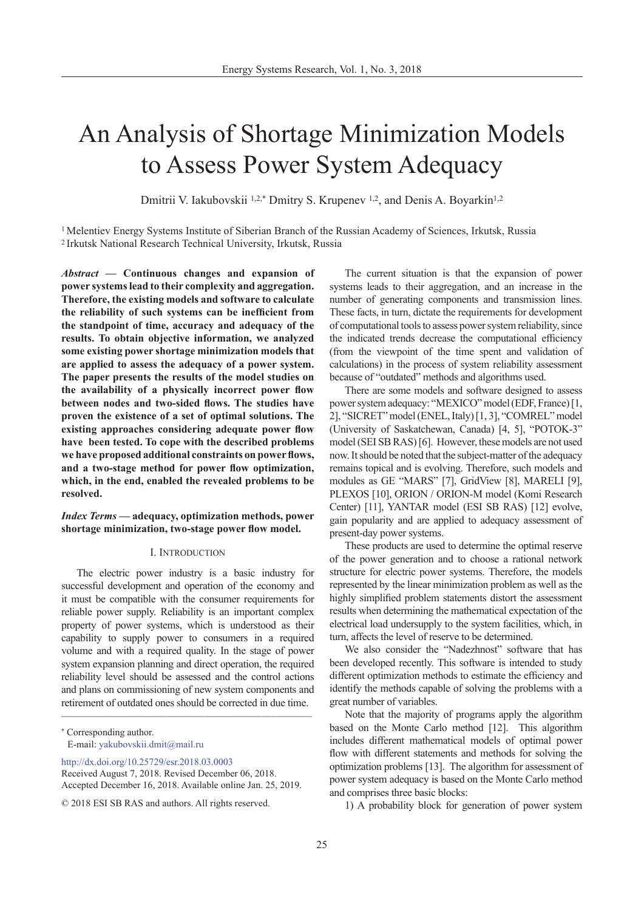# An Analysis of Shortage Minimization Models to Assess Power System Adequacy

Dmitrii V. Iakubovskii [1,2,*] Dmitry S. Krupenev [1,2], and Denis A. Boyarkin[1,2]

[1] Melentiev Energy Systems Institute of Siberian Branch of the Russian Academy of Sciences, Irkutsk, Russia
[2] Irkutsk National Research Technical University, Irkutsk, Russia

***Abstract* — Continuous changes and expansion of power systems lead to their complexity and aggregation. Therefore, the existing models and software to calculate the reliability of such systems can be inefficient from the standpoint of time, accuracy and adequacy of the results. To obtain objective information, we analyzed some existing power shortage minimization models that are applied to assess the adequacy of a power system. The paper presents the results of the model studies on the availability of a physically incorrect power flow between nodes and two-sided flows. The studies have proven the existence of a set of optimal solutions. The existing approaches considering adequate power flow have been tested. To cope with the described problems we have proposed additional constraints on power flows, and a two-stage method for power flow optimization, which, in the end, enabled the revealed problems to be resolved.**

***Index Terms* — adequacy, optimization methods, power shortage minimization, two-stage power flow model.**

## I. Introduction

The electric power industry is a basic industry for successful development and operation of the economy and it must be compatible with the consumer requirements for reliable power supply. Reliability is an important complex property of power systems, which is understood as their capability to supply power to consumers in a required volume and with a required quality. In the stage of power system expansion planning and direct operation, the required reliability level should be assessed and the control actions and plans on commissioning of new system components and retirement of outdated ones should be corrected in due time.

The current situation is that the expansion of power systems leads to their aggregation, and an increase in the number of generating components and transmission lines. These facts, in turn, dictate the requirements for development of computational tools to assess power system reliability, since the indicated trends decrease the computational efficiency (from the viewpoint of the time spent and validation of calculations) in the process of system reliability assessment because of "outdated" methods and algorithms used.

There are some models and software designed to assess power system adequacy: "MEXICO" model (EDF, France) [1, 2], "SICRET" model (ENEL, Italy) [1, 3], "COMREL" model (University of Saskatchewan, Canada) [4, 5], "POTOK-3" model (SEI SB RAS) [6]. However, these models are not used now. It should be noted that the subject-matter of the adequacy remains topical and is evolving. Therefore, such models and modules as GE "MARS" [7], GridView [8], MARELI [9], PLEXOS [10], ORION / ORION-M model (Komi Research Center) [11], YANTAR model (ESI SB RAS) [12] evolve, gain popularity and are applied to adequacy assessment of present-day power systems.

These products are used to determine the optimal reserve of the power generation and to choose a rational network structure for electric power systems. Therefore, the models represented by the linear minimization problem as well as the highly simplified problem statements distort the assessment results when determining the mathematical expectation of the electrical load undersupply to the system facilities, which, in turn, affects the level of reserve to be determined.

We also consider the "Nadezhnost" software that has been developed recently. This software is intended to study different optimization methods to estimate the efficiency and identify the methods capable of solving the problems with a great number of variables.

Note that the majority of programs apply the algorithm based on the Monte Carlo method [12]. This algorithm includes different mathematical models of optimal power flow with different statements and methods for solving the optimization problems [13]. The algorithm for assessment of power system adequacy is based on the Monte Carlo method and comprises three basic blocks:

1) A probability block for generation of power system

---

* Corresponding author.
E-mail: yakubovskii.dmit@mail.ru

http://dx.doi.org/10.25729/esr.2018.03.0003
Received August 7, 2018. Revised December 06, 2018.
Accepted December 16, 2018. Available online Jan. 25, 2019.

© 2018 ESI SB RAS and authors. All rights reserved.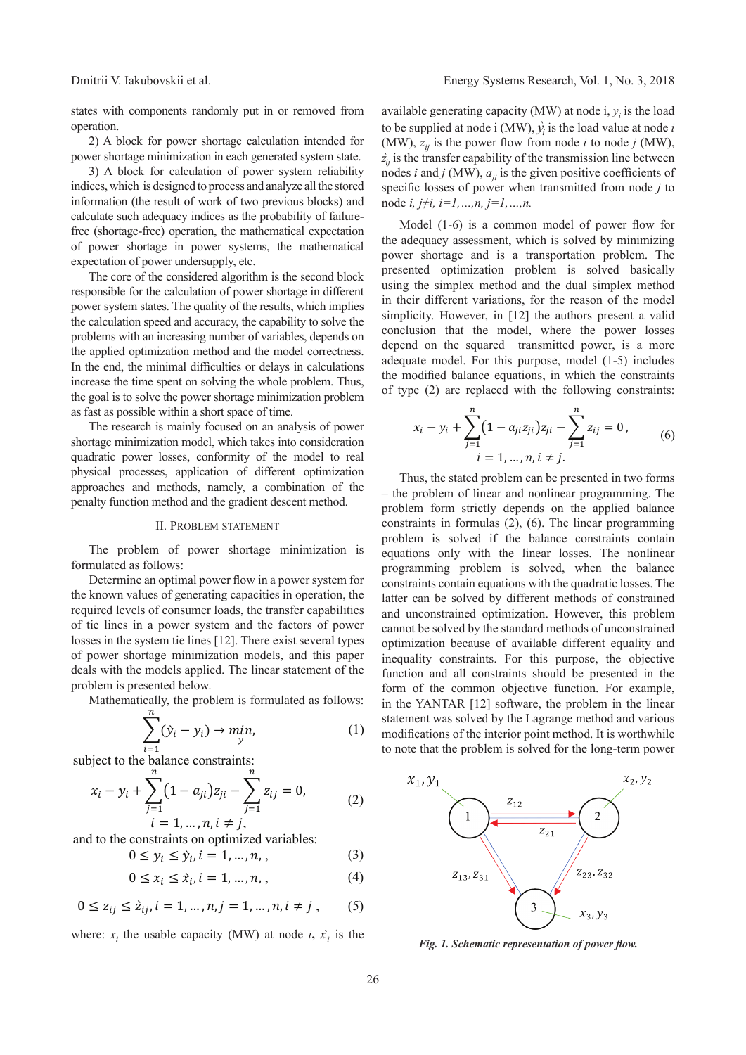states with components randomly put in or removed from operation.

2) A block for power shortage calculation intended for power shortage minimization in each generated system state.

3) A block for calculation of power system reliability indices, which is designed to process and analyze all the stored information (the result of work of two previous blocks) and calculate such adequacy indices as the probability of failure-free (shortage-free) operation, the mathematical expectation of power shortage in power systems, the mathematical expectation of power undersupply, etc.

The core of the considered algorithm is the second block responsible for the calculation of power shortage in different power system states. The quality of the results, which implies the calculation speed and accuracy, the capability to solve the problems with an increasing number of variables, depends on the applied optimization method and the model correctness. In the end, the minimal difficulties or delays in calculations increase the time spent on solving the whole problem. Thus, the goal is to solve the power shortage minimization problem as fast as possible within a short space of time.

The research is mainly focused on an analysis of power shortage minimization model, which takes into consideration quadratic power losses, conformity of the model to real physical processes, application of different optimization approaches and methods, namely, a combination of the penalty function method and the gradient descent method.

## II. Problem Statement

The problem of power shortage minimization is formulated as follows:

Determine an optimal power flow in a power system for the known values of generating capacities in operation, the required levels of consumer loads, the transfer capabilities of tie lines in a power system and the factors of power losses in the system tie lines [12]. There exist several types of power shortage minimization models, and this paper deals with the models applied. The linear statement of the problem is presented below.

Mathematically, the problem is formulated as follows:

$$\sum_{i=1}^{n}(\grave{y}_i - y_i) \rightarrow \min_{y}, \qquad (1)$$

subject to the balance constraints:

$$x_i - y_i + \sum_{j=1}^{n}(1 - a_{ji})z_{ji} - \sum_{j=1}^{n} z_{ij} = 0, \qquad (2)$$
$$i = 1, \dots, n, i \neq j,$$

and to the constraints on optimized variables:

$$0 \leq y_i \leq \grave{y}_i, i = 1, \dots, n, , \qquad (3)$$

$$0 \leq x_i \leq \grave{x}_i, i = 1, \dots, n, , \qquad (4)$$

$$0 \leq z_{ij} \leq \grave{z}_{ij}, i = 1, \dots, n, j = 1, \dots, n, i \neq j , \qquad (5)$$

where: $x_i$ the usable capacity (MW) at node $i$, $\grave{x}_i$ is the available generating capacity (MW) at node i, $y_i$ is the load to be supplied at node i (MW), $\grave{y}_i$ is the load value at node $i$ (MW), $z_{ij}$ is the power flow from node $i$ to node $j$ (MW), $\grave{z}_{ij}$ is the transfer capability of the transmission line between nodes $i$ and $j$ (MW), $a_{ji}$ is the given positive coefficients of specific losses of power when transmitted from node $j$ to node $i$, $j \neq i$, $i=1,\dots,n$, $j=1,\dots,n$.

Model (1-6) is a common model of power flow for the adequacy assessment, which is solved by minimizing power shortage and is a transportation problem. The presented optimization problem is solved basically using the simplex method and the dual simplex method in their different variations, for the reason of the model simplicity. However, in [12] the authors present a valid conclusion that the model, where the power losses depend on the squared transmitted power, is a more adequate model. For this purpose, model (1-5) includes the modified balance equations, in which the constraints of type (2) are replaced with the following constraints:

$$x_i - y_i + \sum_{j=1}^{n}(1 - a_{ji}z_{ji})z_{ji} - \sum_{j=1}^{n} z_{ij} = 0 , \qquad (6)$$
$$i = 1, \dots, n, i \neq j.$$

Thus, the stated problem can be presented in two forms – the problem of linear and nonlinear programming. The problem form strictly depends on the applied balance constraints in formulas (2), (6). The linear programming problem is solved if the balance constraints contain equations only with the linear losses. The nonlinear programming problem is solved, when the balance constraints contain equations with the quadratic losses. The latter can be solved by different methods of constrained and unconstrained optimization. However, this problem cannot be solved by the standard methods of unconstrained optimization because of available different equality and inequality constraints. For this purpose, the objective function and all constraints should be presented in the form of the common objective function. For example, in the YANTAR [12] software, the problem in the linear statement was solved by the Lagrange method and various modifications of the interior point method. It is worthwhile to note that the problem is solved for the long-term power

*Fig. 1. Schematic representation of power flow.*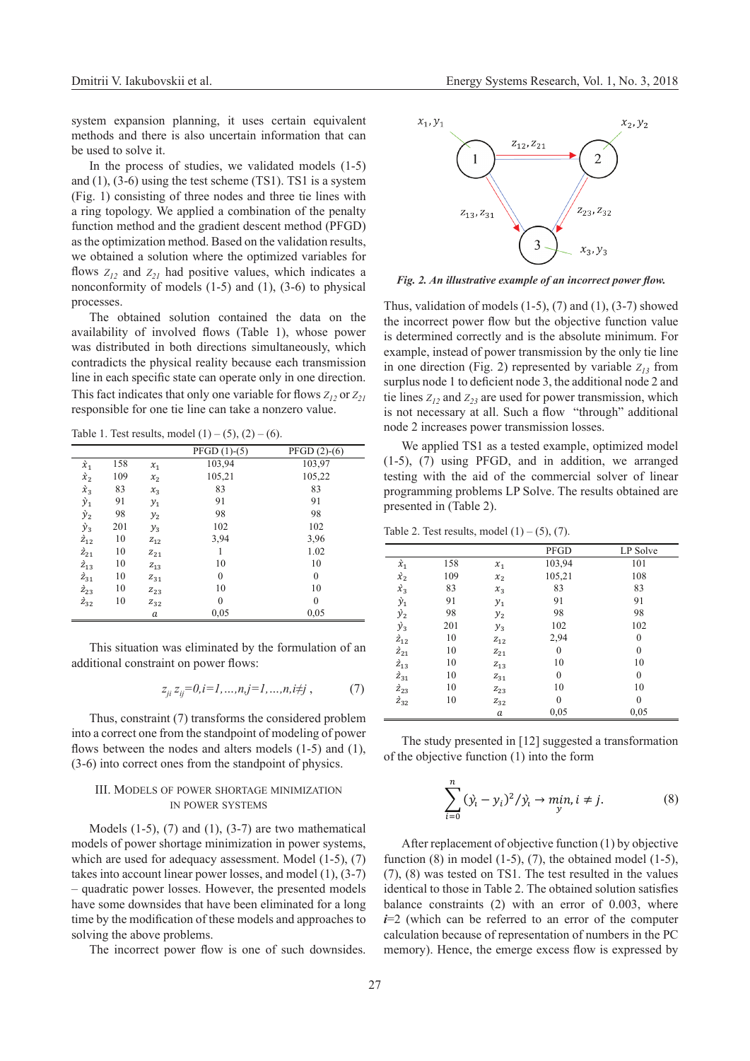system expansion planning, it uses certain equivalent methods and there is also uncertain information that can be used to solve it.

In the process of studies, we validated models (1-5) and (1), (3-6) using the test scheme (TS1). TS1 is a system (Fig. 1) consisting of three nodes and three tie lines with a ring topology. We applied a combination of the penalty function method and the gradient descent method (PFGD) as the optimization method. Based on the validation results, we obtained a solution where the optimized variables for flows $Z_{12}$ and $Z_{21}$ had positive values, which indicates a nonconformity of models (1-5) and (1), (3-6) to physical processes.

The obtained solution contained the data on the availability of involved flows (Table 1), whose power was distributed in both directions simultaneously, which contradicts the physical reality because each transmission line in each specific state can operate only in one direction. This fact indicates that only one variable for flows $Z_{12}$ or $Z_{21}$ responsible for one tie line can take a nonzero value.

Table 1. Test results, model (1) – (5), (2) – (6).

| | | | PFGD (1)-(5) | PFGD (2)-(6) |
|---|---|---|---|---|
| $\hat{x}_1$ | 158 | $x_1$ | 103,94 | 103,97 |
| $\hat{x}_2$ | 109 | $x_2$ | 105,21 | 105,22 |
| $\hat{x}_3$ | 83 | $x_3$ | 83 | 83 |
| $\hat{y}_1$ | 91 | $y_1$ | 91 | 91 |
| $\hat{y}_2$ | 98 | $y_2$ | 98 | 98 |
| $\hat{y}_3$ | 201 | $y_3$ | 102 | 102 |
| $\hat{z}_{12}$ | 10 | $z_{12}$ | 3,94 | 3,96 |
| $\hat{z}_{21}$ | 10 | $z_{21}$ | 1 | 1.02 |
| $\hat{z}_{13}$ | 10 | $z_{13}$ | 10 | 10 |
| $\hat{z}_{31}$ | 10 | $z_{31}$ | 0 | 0 |
| $\hat{z}_{23}$ | 10 | $z_{23}$ | 10 | 10 |
| $\hat{z}_{32}$ | 10 | $z_{32}$ | 0 | 0 |
| | | $a$ | 0,05 | 0,05 |

This situation was eliminated by the formulation of an additional constraint on power flows:

$$z_{ji}\, z_{ij}=0, i=1,...,n, j=1,...,n, i\neq j\,, \tag{7}$$

Thus, constraint (7) transforms the considered problem into a correct one from the standpoint of modeling of power flows between the nodes and alters models (1-5) and (1), (3-6) into correct ones from the standpoint of physics.

## III. Models of power shortage minimization in power systems

Models (1-5), (7) and (1), (3-7) are two mathematical models of power shortage minimization in power systems, which are used for adequacy assessment. Model (1-5), (7) takes into account linear power losses, and model (1), (3-7) – quadratic power losses. However, the presented models have some downsides that have been eliminated for a long time by the modification of these models and approaches to solving the above problems.

The incorrect power flow is one of such downsides.

*Fig. 2. An illustrative example of an incorrect power flow.*

Thus, validation of models (1-5), (7) and (1), (3-7) showed the incorrect power flow but the objective function value is determined correctly and is the absolute minimum. For example, instead of power transmission by the only tie line in one direction (Fig. 2) represented by variable $Z_{13}$ from surplus node 1 to deficient node 3, the additional node 2 and tie lines $Z_{12}$ and $Z_{23}$ are used for power transmission, which is not necessary at all. Such a flow "through" additional node 2 increases power transmission losses.

We applied TS1 as a tested example, optimized model (1-5), (7) using PFGD, and in addition, we arranged testing with the aid of the commercial solver of linear programming problems LP Solve. The results obtained are presented in (Table 2).

Table 2. Test results, model (1) – (5), (7).

| | | | PFGD | LP Solve |
|---|---|---|---|---|
| $\hat{x}_1$ | 158 | $x_1$ | 103,94 | 101 |
| $\hat{x}_2$ | 109 | $x_2$ | 105,21 | 108 |
| $\hat{x}_3$ | 83 | $x_3$ | 83 | 83 |
| $\hat{y}_1$ | 91 | $y_1$ | 91 | 91 |
| $\hat{y}_2$ | 98 | $y_2$ | 98 | 98 |
| $\hat{y}_3$ | 201 | $y_3$ | 102 | 102 |
| $\hat{z}_{12}$ | 10 | $z_{12}$ | 2,94 | 0 |
| $\hat{z}_{21}$ | 10 | $z_{21}$ | 0 | 0 |
| $\hat{z}_{13}$ | 10 | $z_{13}$ | 10 | 10 |
| $\hat{z}_{31}$ | 10 | $z_{31}$ | 0 | 0 |
| $\hat{z}_{23}$ | 10 | $z_{23}$ | 10 | 10 |
| $\hat{z}_{32}$ | 10 | $z_{32}$ | 0 | 0 |
| | | $a$ | 0,05 | 0,05 |

The study presented in [12] suggested a transformation of the objective function (1) into the form

$$\sum_{i=0}^{n} (\hat{y}_i - y_i)^2/\hat{y}_i \rightarrow \min_{y}, i \neq j. \tag{8}$$

After replacement of objective function (1) by objective function (8) in model (1-5), (7), the obtained model (1-5), (7), (8) was tested on TS1. The test resulted in the values identical to those in Table 2. The obtained solution satisfies balance constraints (2) with an error of 0.003, where $i$=2 (which can be referred to an error of the computer calculation because of representation of numbers in the PC memory). Hence, the emerge excess flow is expressed by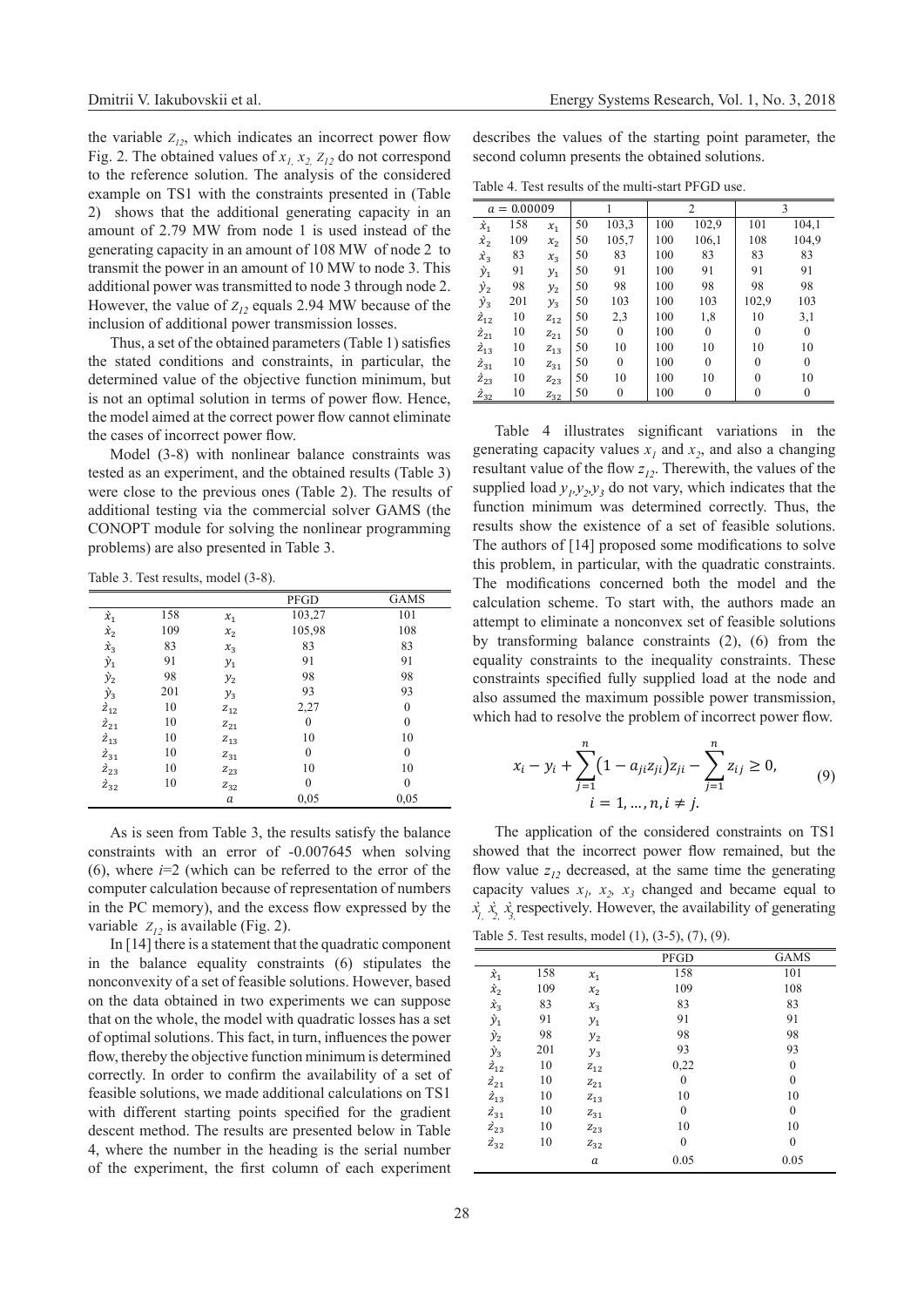the variable $Z_{12}$, which indicates an incorrect power flow Fig. 2. The obtained values of $x_1$, $x_2$, $Z_{12}$ do not correspond to the reference solution. The analysis of the considered example on TS1 with the constraints presented in (Table 2) shows that the additional generating capacity in an amount of 2.79 MW from node 1 is used instead of the generating capacity in an amount of 108 MW of node 2 to transmit the power in an amount of 10 MW to node 3. This additional power was transmitted to node 3 through node 2. However, the value of $Z_{12}$ equals 2.94 MW because of the inclusion of additional power transmission losses.

Thus, a set of the obtained parameters (Table 1) satisfies the stated conditions and constraints, in particular, the determined value of the objective function minimum, but is not an optimal solution in terms of power flow. Hence, the model aimed at the correct power flow cannot eliminate the cases of incorrect power flow.

Model (3-8) with nonlinear balance constraints was tested as an experiment, and the obtained results (Table 3) were close to the previous ones (Table 2). The results of additional testing via the commercial solver GAMS (the CONOPT module for solving the nonlinear programming problems) are also presented in Table 3.

Table 3. Test results, model (3-8).

| | | | PFGD | GAMS |
|---|---|---|---|---|
| $\grave{x}_1$ | 158 | $x_1$ | 103,27 | 101 |
| $\grave{x}_2$ | 109 | $x_2$ | 105,98 | 108 |
| $\grave{x}_3$ | 83 | $x_3$ | 83 | 83 |
| $\grave{y}_1$ | 91 | $y_1$ | 91 | 91 |
| $\grave{y}_2$ | 98 | $y_2$ | 98 | 98 |
| $\grave{y}_3$ | 201 | $y_3$ | 93 | 93 |
| $\grave{z}_{12}$ | 10 | $z_{12}$ | 2,27 | 0 |
| $\grave{z}_{21}$ | 10 | $z_{21}$ | 0 | 0 |
| $\grave{z}_{13}$ | 10 | $z_{13}$ | 10 | 10 |
| $\grave{z}_{31}$ | 10 | $z_{31}$ | 0 | 0 |
| $\grave{z}_{23}$ | 10 | $z_{23}$ | 10 | 10 |
| $\grave{z}_{32}$ | 10 | $z_{32}$ | 0 | 0 |
| | | $a$ | 0,05 | 0,05 |

As is seen from Table 3, the results satisfy the balance constraints with an error of -0.007645 when solving (6), where $i$=2 (which can be referred to the error of the computer calculation because of representation of numbers in the PC memory), and the excess flow expressed by the variable $Z_{12}$ is available (Fig. 2).

In [14] there is a statement that the quadratic component in the balance equality constraints (6) stipulates the nonconvexity of a set of feasible solutions. However, based on the data obtained in two experiments we can suppose that on the whole, the model with quadratic losses has a set of optimal solutions. This fact, in turn, influences the power flow, thereby the objective function minimum is determined correctly. In order to confirm the availability of a set of feasible solutions, we made additional calculations on TS1 with different starting points specified for the gradient descent method. The results are presented below in Table 4, where the number in the heading is the serial number of the experiment, the first column of each experiment describes the values of the starting point parameter, the second column presents the obtained solutions.

Table 4. Test results of the multi-start PFGD use.

| $a = 0.00009$ | | | 1 | | 2 | | 3 | |
|---|---|---|---|---|---|---|---|---|
| $\grave{x}_1$ | 158 | $x_1$ | 50 | 103,3 | 100 | 102,9 | 101 | 104,1 |
| $\grave{x}_2$ | 109 | $x_2$ | 50 | 105,7 | 100 | 106,1 | 108 | 104,9 |
| $\grave{x}_3$ | 83 | $x_3$ | 50 | 83 | 100 | 83 | 83 | 83 |
| $\grave{y}_1$ | 91 | $y_1$ | 50 | 91 | 100 | 91 | 91 | 91 |
| $\grave{y}_2$ | 98 | $y_2$ | 50 | 98 | 100 | 98 | 98 | 98 |
| $\grave{y}_3$ | 201 | $y_3$ | 50 | 103 | 100 | 103 | 102,9 | 103 |
| $\grave{z}_{12}$ | 10 | $z_{12}$ | 50 | 2,3 | 100 | 1,8 | 10 | 3,1 |
| $\grave{z}_{21}$ | 10 | $z_{21}$ | 50 | 0 | 100 | 0 | 0 | 0 |
| $\grave{z}_{13}$ | 10 | $z_{13}$ | 50 | 10 | 100 | 10 | 10 | 10 |
| $\grave{z}_{31}$ | 10 | $z_{31}$ | 50 | 0 | 100 | 0 | 0 | 0 |
| $\grave{z}_{23}$ | 10 | $z_{23}$ | 50 | 10 | 100 | 10 | 0 | 10 |
| $\grave{z}_{32}$ | 10 | $z_{32}$ | 50 | 0 | 100 | 0 | 0 | 0 |

Table 4 illustrates significant variations in the generating capacity values $x_1$ and $x_2$, and also a changing resultant value of the flow $z_{12}$. Therewith, the values of the supplied load $y_1, y_2, y_3$ do not vary, which indicates that the function minimum was determined correctly. Thus, the results show the existence of a set of feasible solutions. The authors of [14] proposed some modifications to solve this problem, in particular, with the quadratic constraints. The modifications concerned both the model and the calculation scheme. To start with, the authors made an attempt to eliminate a nonconvex set of feasible solutions by transforming balance constraints (2), (6) from the equality constraints to the inequality constraints. These constraints specified fully supplied load at the node and also assumed the maximum possible power transmission, which had to resolve the problem of incorrect power flow.

$$x_i - y_i + \sum_{j=1}^{n} \left(1 - a_{ji} z_{ji}\right) z_{ji} - \sum_{j=1}^{n} z_{ij} \geq 0, \qquad (9)$$
$$i = 1, \ldots, n, i \neq j.$$

The application of the considered constraints on TS1 showed that the incorrect power flow remained, but the flow value $z_{12}$ decreased, at the same time the generating capacity values $x_1$, $x_2$, $x_3$ changed and became equal to $\grave{x}_1$, $\grave{x}_2$, $\grave{x}_3$ respectively. However, the availability of generating

Table 5. Test results, model (1), (3-5), (7), (9).

| | | | PFGD | GAMS |
|---|---|---|---|---|
| $\grave{x}_1$ | 158 | $x_1$ | 158 | 101 |
| $\grave{x}_2$ | 109 | $x_2$ | 109 | 108 |
| $\grave{x}_3$ | 83 | $x_3$ | 83 | 83 |
| $\grave{y}_1$ | 91 | $y_1$ | 91 | 91 |
| $\grave{y}_2$ | 98 | $y_2$ | 98 | 98 |
| $\grave{y}_3$ | 201 | $y_3$ | 93 | 93 |
| $\grave{z}_{12}$ | 10 | $z_{12}$ | 0,22 | 0 |
| $\grave{z}_{21}$ | 10 | $z_{21}$ | 0 | 0 |
| $\grave{z}_{13}$ | 10 | $z_{13}$ | 10 | 10 |
| $\grave{z}_{31}$ | 10 | $z_{31}$ | 0 | 0 |
| $\grave{z}_{23}$ | 10 | $z_{23}$ | 10 | 10 |
| $\grave{z}_{32}$ | 10 | $z_{32}$ | 0 | 0 |
| | | $a$ | 0.05 | 0.05 |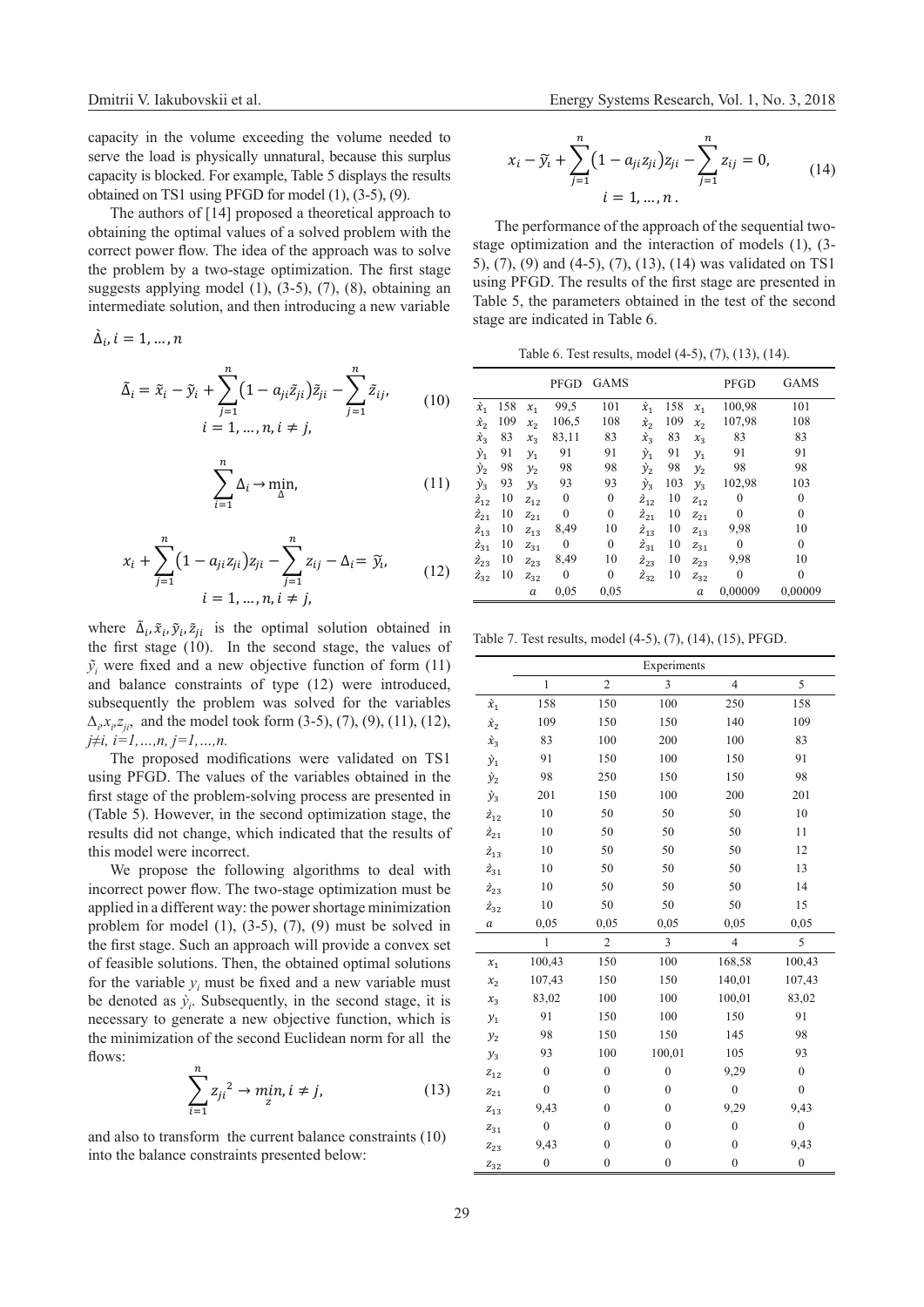capacity in the volume exceeding the volume needed to serve the load is physically unnatural, because this surplus capacity is blocked. For example, Table 5 displays the results obtained on TS1 using PFGD for model (1), (3-5), (9).

The authors of [14] proposed a theoretical approach to obtaining the optimal values of a solved problem with the correct power flow. The idea of the approach was to solve the problem by a two-stage optimization. The first stage suggests applying model (1), (3-5), (7), (8), obtaining an intermediate solution, and then introducing a new variable

$\hat{\Delta}_i, i = 1, \ldots, n$

$$\tilde{\Delta}_i = \tilde{x}_i - \tilde{y}_i + \sum_{j=1}^{n} \left(1 - a_{ji}\tilde{z}_{ji}\right)\tilde{z}_{ji} - \sum_{j=1}^{n} \tilde{z}_{ij}, \quad i = 1, \ldots, n, i \neq j, \tag{10}$$

$$\sum_{i=1}^{n} \Delta_i \to \min_{\Delta}, \tag{11}$$

$$x_i + \sum_{j=1}^{n} \left(1 - a_{ji}z_{ji}\right)z_{ji} - \sum_{j=1}^{n} z_{ij} - \Delta_i = \tilde{y}_i, \quad i = 1, \ldots, n, i \neq j, \tag{12}$$

where $\tilde{\Delta}_i, \tilde{x}_i, \tilde{y}_i, \tilde{z}_{ji}$ is the optimal solution obtained in the first stage (10). In the second stage, the values of $\tilde{y}_i$ were fixed and a new objective function of form (11) and balance constraints of type (12) were introduced, subsequently the problem was solved for the variables $\Delta_i, x_i, z_{ji}$, and the model took form (3-5), (7), (9), (11), (12), $j \neq i$, $i = 1, \ldots, n$, $j = 1, \ldots, n$.

The proposed modifications were validated on TS1 using PFGD. The values of the variables obtained in the first stage of the problem-solving process are presented in (Table 5). However, in the second optimization stage, the results did not change, which indicated that the results of this model were incorrect.

We propose the following algorithms to deal with incorrect power flow. The two-stage optimization must be applied in a different way: the power shortage minimization problem for model (1), (3-5), (7), (9) must be solved in the first stage. Such an approach will provide a convex set of feasible solutions. Then, the obtained optimal solutions for the variable $y_i$ must be fixed and a new variable must be denoted as $\dot{y}_i$. Subsequently, in the second stage, it is necessary to generate a new objective function, which is the minimization of the second Euclidean norm for all the flows:

$$\sum_{i=1}^{n} {z_{ji}}^2 \to \min_{z}, i \neq j, \tag{13}$$

and also to transform the current balance constraints (10) into the balance constraints presented below:

$$x_i - \tilde{y}_i + \sum_{j=1}^{n} \left(1 - a_{ji}z_{ji}\right)z_{ji} - \sum_{j=1}^{n} z_{ij} = 0, \quad i = 1, \ldots, n. \tag{14}$$

The performance of the approach of the sequential two-stage optimization and the interaction of models (1), (3-5), (7), (9) and (4-5), (7), (13), (14) was validated on TS1 using PFGD. The results of the first stage are presented in Table 5, the parameters obtained in the test of the second stage are indicated in Table 6.

Table 6. Test results, model (4-5), (7), (13), (14).

| | | | PFGD | GAMS | | | | PFGD | GAMS |
|---|---|---|---|---|---|---|---|---|---|
| $\dot{x}_1$ | 158 | $x_1$ | 99,5 | 101 | $\dot{x}_1$ | 158 | $x_1$ | 100,98 | 101 |
| $\dot{x}_2$ | 109 | $x_2$ | 106,5 | 108 | $\dot{x}_2$ | 109 | $x_2$ | 107,98 | 108 |
| $\dot{x}_3$ | 83 | $x_3$ | 83,11 | 83 | $\dot{x}_3$ | 83 | $x_3$ | 83 | 83 |
| $\dot{y}_1$ | 91 | $y_1$ | 91 | 91 | $\dot{y}_1$ | 91 | $y_1$ | 91 | 91 |
| $\dot{y}_2$ | 98 | $y_2$ | 98 | 98 | $\dot{y}_2$ | 98 | $y_2$ | 98 | 98 |
| $\dot{y}_3$ | 93 | $y_3$ | 93 | 93 | $\dot{y}_3$ | 103 | $y_3$ | 102,98 | 103 |
| $\dot{z}_{12}$ | 10 | $z_{12}$ | 0 | 0 | $\dot{z}_{12}$ | 10 | $z_{12}$ | 0 | 0 |
| $\dot{z}_{21}$ | 10 | $z_{21}$ | 0 | 0 | $\dot{z}_{21}$ | 10 | $z_{21}$ | 0 | 0 |
| $\dot{z}_{13}$ | 10 | $z_{13}$ | 8,49 | 10 | $\dot{z}_{13}$ | 10 | $z_{13}$ | 9,98 | 10 |
| $\dot{z}_{31}$ | 10 | $z_{31}$ | 0 | 0 | $\dot{z}_{31}$ | 10 | $z_{31}$ | 0 | 0 |
| $\dot{z}_{23}$ | 10 | $z_{23}$ | 8,49 | 10 | $\dot{z}_{23}$ | 10 | $z_{23}$ | 9,98 | 10 |
| $\dot{z}_{32}$ | 10 | $z_{32}$ | 0 | 0 | $\dot{z}_{32}$ | 10 | $z_{32}$ | 0 | 0 |
| | | $a$ | 0,05 | 0,05 | | | $a$ | 0,00009 | 0,00009 |

Table 7. Test results, model (4-5), (7), (14), (15), PFGD.

| | Experiments | | | | |
|---|---|---|---|---|---|
| | 1 | 2 | 3 | 4 | 5 |
| $\dot{x}_1$ | 158 | 150 | 100 | 250 | 158 |
| $\dot{x}_2$ | 109 | 150 | 150 | 140 | 109 |
| $\dot{x}_3$ | 83 | 100 | 200 | 100 | 83 |
| $\dot{y}_1$ | 91 | 150 | 100 | 150 | 91 |
| $\dot{y}_2$ | 98 | 250 | 150 | 150 | 98 |
| $\dot{y}_3$ | 201 | 150 | 100 | 200 | 201 |
| $\dot{z}_{12}$ | 10 | 50 | 50 | 50 | 10 |
| $\dot{z}_{21}$ | 10 | 50 | 50 | 50 | 11 |
| $\dot{z}_{13}$ | 10 | 50 | 50 | 50 | 12 |
| $\dot{z}_{31}$ | 10 | 50 | 50 | 50 | 13 |
| $\dot{z}_{23}$ | 10 | 50 | 50 | 50 | 14 |
| $\dot{z}_{32}$ | 10 | 50 | 50 | 50 | 15 |
| $a$ | 0,05 | 0,05 | 0,05 | 0,05 | 0,05 |
| | 1 | 2 | 3 | 4 | 5 |
| $x_1$ | 100,43 | 150 | 100 | 168,58 | 100,43 |
| $x_2$ | 107,43 | 150 | 150 | 140,01 | 107,43 |
| $x_3$ | 83,02 | 100 | 100 | 100,01 | 83,02 |
| $y_1$ | 91 | 150 | 100 | 150 | 91 |
| $y_2$ | 98 | 150 | 150 | 145 | 98 |
| $y_3$ | 93 | 100 | 100,01 | 105 | 93 |
| $z_{12}$ | 0 | 0 | 0 | 9,29 | 0 |
| $z_{21}$ | 0 | 0 | 0 | 0 | 0 |
| $z_{13}$ | 9,43 | 0 | 0 | 9,29 | 9,43 |
| $z_{31}$ | 0 | 0 | 0 | 0 | 0 |
| $z_{23}$ | 9,43 | 0 | 0 | 0 | 9,43 |
| $z_{32}$ | 0 | 0 | 0 | 0 | 0 |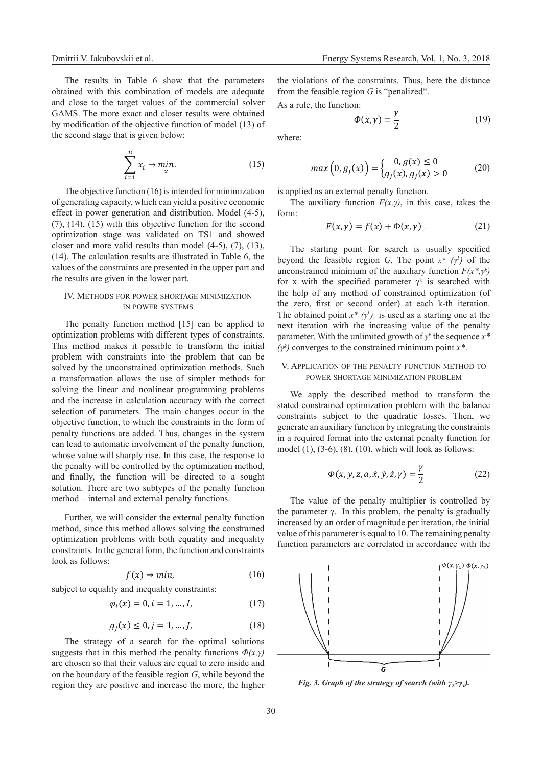The results in Table 6 show that the parameters obtained with this combination of models are adequate and close to the target values of the commercial solver GAMS. The more exact and closer results were obtained by modification of the objective function of model (13) of the second stage that is given below:

$$\sum_{i=1}^{n} x_i \to \min_{x}. \tag{15}$$

The objective function (16) is intended for minimization of generating capacity, which can yield a positive economic effect in power generation and distribution. Model (4-5), (7), (14), (15) with this objective function for the second optimization stage was validated on TS1 and showed closer and more valid results than model (4-5), (7), (13), (14). The calculation results are illustrated in Table 6, the values of the constraints are presented in the upper part and the results are given in the lower part.

## IV. Methods for power shortage minimization in power systems

The penalty function method [15] can be applied to optimization problems with different types of constraints. This method makes it possible to transform the initial problem with constraints into the problem that can be solved by the unconstrained optimization methods. Such a transformation allows the use of simpler methods for solving the linear and nonlinear programming problems and the increase in calculation accuracy with the correct selection of parameters. The main changes occur in the objective function, to which the constraints in the form of penalty functions are added. Thus, changes in the system can lead to automatic involvement of the penalty function, whose value will sharply rise. In this case, the response to the penalty will be controlled by the optimization method, and finally, the function will be directed to a sought solution. There are two subtypes of the penalty function method – internal and external penalty functions.

Further, we will consider the external penalty function method, since this method allows solving the constrained optimization problems with both equality and inequality constraints. In the general form, the function and constraints look as follows:

$$f(x) \to min, \tag{16}$$

subject to equality and inequality constraints:

$$\varphi_i(x) = 0, i = 1, \ldots, I, \tag{17}$$

$$g_j(x) \le 0, j = 1, \ldots, J, \tag{18}$$

The strategy of a search for the optimal solutions suggests that in this method the penalty functions $\Phi(x,\gamma)$ are chosen so that their values are equal to zero inside and on the boundary of the feasible region $G$, while beyond the region they are positive and increase the more, the higher the violations of the constraints. Thus, here the distance from the feasible region $G$ is "penalized".

As a rule, the function:

$$\Phi(x,\gamma) = \frac{\gamma}{2} \tag{19}$$

where:

$$max\left(0, g_j(x)\right) = \begin{cases} 0, g(x) \le 0 \\ g_j(x), g_j(x) > 0 \end{cases} \tag{20}$$

is applied as an external penalty function.

The auxiliary function $F(x,\gamma)$, in this case, takes the form:

$$F(x,\gamma) = f(x) + \Phi(x,\gamma)\,. \tag{21}$$

The starting point for search is usually specified beyond the feasible region $G$. The point $x^*$ $(\gamma^k)$ of the unconstrained minimum of the auxiliary function $F(x^*,\gamma^k)$ for x with the specified parameter $\gamma^k$ is searched with the help of any method of constrained optimization (of the zero, first or second order) at each k-th iteration. The obtained point $x^*$ $(\gamma^k)$ is used as a starting one at the next iteration with the increasing value of the penalty parameter. With the unlimited growth of $\gamma^k$ the sequence $x^*$ $(\gamma^k)$ converges to the constrained minimum point $x^*$.

## V. Application of the penalty function method to power shortage minimization problem

We apply the described method to transform the stated constrained optimization problem with the balance constraints subject to the quadratic losses. Then, we generate an auxiliary function by integrating the constraints in a required format into the external penalty function for model (1), (3-6), (8), (10), which will look as follows:

$$\Phi(x, y, z, a, \dot{x}, \dot{y}, \dot{z}, \gamma) = \frac{\gamma}{2} \tag{22}$$

The value of the penalty multiplier is controlled by the parameter γ. In this problem, the penalty is gradually increased by an order of magnitude per iteration, the initial value of this parameter is equal to 10. The remaining penalty function parameters are correlated in accordance with the

*Fig. 3. Graph of the strategy of search (with $\gamma_2 > \gamma_1$).*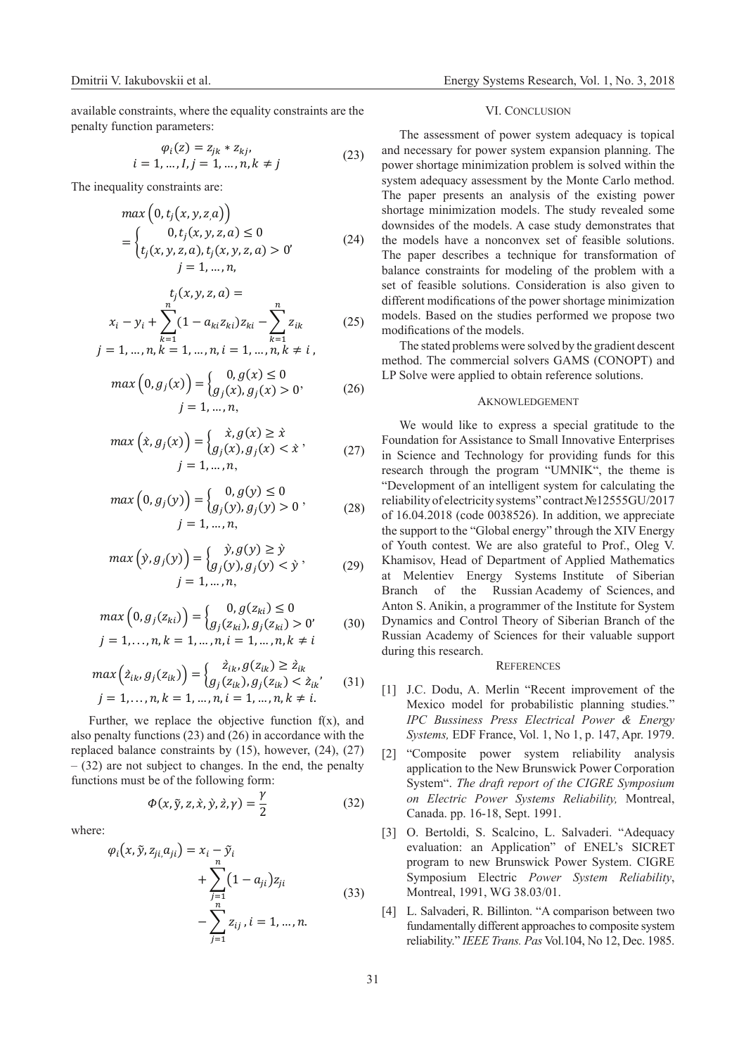available constraints, where the equality constraints are the penalty function parameters:

$$\varphi_i(z) = z_{jk} * z_{kj}, \quad i = 1, \dots, I, j = 1, \dots, n, k \neq j \tag{23}$$

The inequality constraints are:

$$max\left(0, t_j(x, y, z, a)\right) = \begin{cases} 0, t_j(x, y, z, a) \leq 0 \\ t_j(x, y, z, a), t_j(x, y, z, a) > 0' \end{cases} \quad j = 1, \dots, n, \tag{24}$$

$$t_j(x, y, z, a) = x_i - y_i + \sum_{k=1}^{n}(1 - a_{ki}z_{ki})z_{ki} - \sum_{k=1}^{n} z_{ik} \quad j = 1, \dots, n, k = 1, \dots, n, i = 1, \dots, n, k \neq i, \tag{25}$$

$$max\left(0, g_j(x)\right) = \begin{cases} 0, g(x) \leq 0 \\ g_j(x), g_j(x) > 0' \end{cases} \quad j = 1, \dots, n, \tag{26}$$

$$max\left(\dot{x}, g_j(x)\right) = \begin{cases} \dot{x}, g(x) \geq \dot{x} \\ g_j(x), g_j(x) < \dot{x} \end{cases}, \quad j = 1, \dots, n, \tag{27}$$

$$max\left(0, g_j(y)\right) = \begin{cases} 0, g(y) \leq 0 \\ g_j(y), g_j(y) > 0 \end{cases}, \quad j = 1, \dots, n, \tag{28}$$

$$max\left(\dot{y}, g_j(y)\right) = \begin{cases} \dot{y}, g(y) \geq \dot{y} \\ g_j(y), g_j(y) < \dot{y} \end{cases}, \quad j = 1, \dots, n, \tag{29}$$

$$max\left(0, g_j(z_{ki})\right) = \begin{cases} 0, g(z_{ki}) \leq 0 \\ g_j(z_{ki}), g_j(z_{ki}) > 0' \end{cases} \quad j = 1, \dots, n, k = 1, \dots, n, i = 1, \dots, n, k \neq i \tag{30}$$

$$max\left(\dot{z}_{ik}, g_j(z_{ik})\right) = \begin{cases} \dot{z}_{ik}, g(z_{ik}) \geq \dot{z}_{ik} \\ g_j(z_{ik}), g_j(z_{ik}) < \dot{z}_{ik}' \end{cases} \quad j = 1, \dots, n, k = 1, \dots, n, i = 1, \dots, n, k \neq i. \tag{31}$$

Further, we replace the objective function f(x), and also penalty functions (23) and (26) in accordance with the replaced balance constraints by (15), however, (24), (27) – (32) are not subject to changes. In the end, the penalty functions must be of the following form:

$$\Phi(x, \tilde{y}, z, \dot{x}, \dot{y}, \dot{z}, \gamma) = \frac{\gamma}{2} \tag{32}$$

where:

$$\varphi_i(x, \tilde{y}, z_{ji,} a_{ji}) = x_i - \tilde{y}_i + \sum_{j=1}^{n}(1 - a_{ji})z_{ji} - \sum_{j=1}^{n} z_{ij}, i = 1, \dots, n. \tag{33}$$

## VI. Conclusion

The assessment of power system adequacy is topical and necessary for power system expansion planning. The power shortage minimization problem is solved within the system adequacy assessment by the Monte Carlo method. The paper presents an analysis of the existing power shortage minimization models. The study revealed some downsides of the models. A case study demonstrates that the models have a nonconvex set of feasible solutions. The paper describes a technique for transformation of balance constraints for modeling of the problem with a set of feasible solutions. Consideration is also given to different modifications of the power shortage minimization models. Based on the studies performed we propose two modifications of the models.

The stated problems were solved by the gradient descent method. The commercial solvers GAMS (CONOPT) and LP Solve were applied to obtain reference solutions.

## Aknowledgement

We would like to express a special gratitude to the Foundation for Assistance to Small Innovative Enterprises in Science and Technology for providing funds for this research through the program "UMNIK", the theme is "Development of an intelligent system for calculating the reliability of electricity systems" contract №12555GU/2017 of 16.04.2018 (code 0038526). In addition, we appreciate the support to the "Global energy" through the XIV Energy of Youth contest. We are also grateful to Prof., Oleg V. Khamisov, Head of Department of Applied Mathematics at Melentiev Energy Systems Institute of Siberian Branch of the Russian Academy of Sciences, and Anton S. Anikin, a programmer of the Institute for System Dynamics and Control Theory of Siberian Branch of the Russian Academy of Sciences for their valuable support during this research.

## References

[1] J.C. Dodu, A. Merlin "Recent improvement of the Mexico model for probabilistic planning studies." *IPC Bussiness Press Electrical Power & Energy Systems,* EDF France, Vol. 1, No 1, p. 147, Apr. 1979.

[2] "Composite power system reliability analysis application to the New Brunswick Power Corporation System". *The draft report of the CIGRE Symposium on Electric Power Systems Reliability,* Montreal, Canada. pp. 16-18, Sept. 1991.

[3] O. Bertoldi, S. Scalcino, L. Salvaderi. "Adequacy evaluation: an Application" of ENEL's SICRET program to new Brunswick Power System. CIGRE Symposium Electric *Power System Reliability*, Montreal, 1991, WG 38.03/01.

[4] L. Salvaderi, R. Billinton. "A comparison between two fundamentally different approaches to composite system reliability." *IEEE Trans. Pas* Vol.104, No 12, Dec. 1985.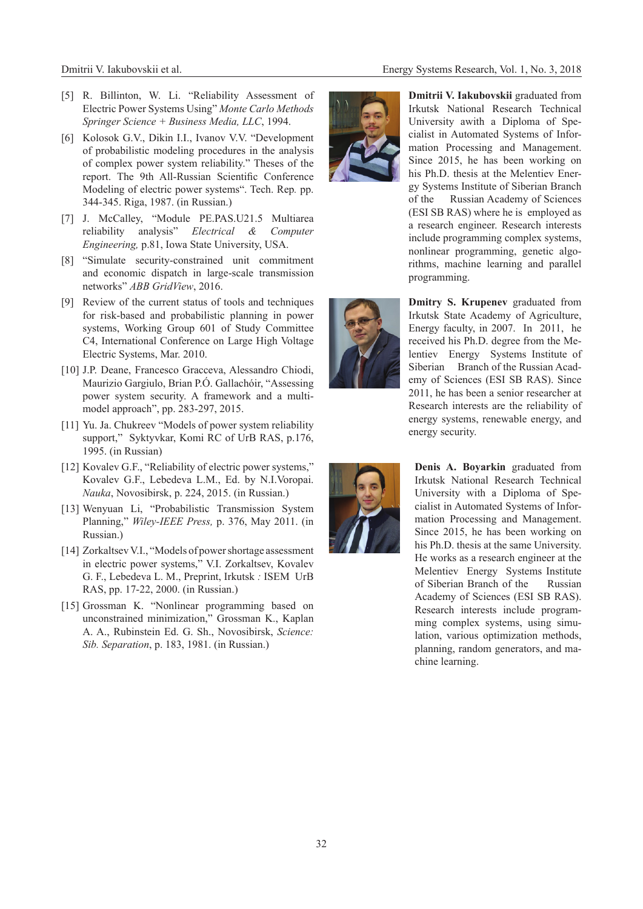[5] R. Billinton, W. Li. "Reliability Assessment of Electric Power Systems Using" *Monte Carlo Methods Springer Science + Business Media, LLC*, 1994.

[6] Kolosok G.V., Dikin I.I., Ivanov V.V. "Development of probabilistic modeling procedures in the analysis of complex power system reliability." Theses of the report. The 9th All-Russian Scientific Conference Modeling of electric power systems". Tech. Rep. pp. 344-345. Riga, 1987. (in Russian.)

[7] J. McCalley, "Module PE.PAS.U21.5 Multiarea reliability analysis" *Electrical & Computer Engineering,* p.81, Iowa State University, USA.

[8] "Simulate security-constrained unit commitment and economic dispatch in large-scale transmission networks" *ABB GridView*, 2016.

[9] Review of the current status of tools and techniques for risk-based and probabilistic planning in power systems, Working Group 601 of Study Committee C4, International Conference on Large High Voltage Electric Systems, Mar. 2010.

[10] J.P. Deane, Francesco Gracceva, Alessandro Chiodi, Maurizio Gargiulo, Brian P.Ó. Gallachóir, "Assessing power system security. A framework and a multi-model approach", pp. 283-297, 2015.

[11] Yu. Ja. Chukreev "Models of power system reliability support," Syktyvkar, Komi RC of UrB RAS, p.176, 1995. (in Russian)

[12] Kovalev G.F., "Reliability of electric power systems," Kovalev G.F., Lebedeva L.M., Ed. by N.I.Voropai. *Nauka*, Novosibirsk, p. 224, 2015. (in Russian.)

[13] Wenyuan Li, "Probabilistic Transmission System Planning," *Wiley-IEEE Press,* p. 376, May 2011. (in Russian.)

[14] Zorkaltsev V.I., "Models of power shortage assessment in electric power systems," V.I. Zorkaltsev, Kovalev G. F., Lebedeva L. M., Preprint, Irkutsk *:* ISEM UrB RAS, pp. 17-22, 2000. (in Russian.)

[15] Grossman K. "Nonlinear programming based on unconstrained minimization," Grossman K., Kaplan A. A., Rubinstein Ed. G. Sh., Novosibirsk, *Science: Sib. Separation*, p. 183, 1981. (in Russian.)

**Dmitrii V. Iakubovskii** graduated from Irkutsk National Research Technical University awith a Diploma of Specialist in Automated Systems of Information Processing and Management. Since 2015, he has been working on his Ph.D. thesis at the Melentiev Energy Systems Institute of Siberian Branch of the Russian Academy of Sciences (ESI SB RAS) where he is employed as a research engineer. Research interests include programming complex systems, nonlinear programming, genetic algorithms, machine learning and parallel programming.

**Dmitry S. Krupenev** graduated from Irkutsk State Academy of Agriculture, Energy faculty, in 2007. In 2011, he received his Ph.D. degree from the Melentiev Energy Systems Institute of Siberian Branch of the Russian Academy of Sciences (ESI SB RAS). Since 2011, he has been a senior researcher at Research interests are the reliability of energy systems, renewable energy, and energy security.

**Denis A. Boyarkin** graduated from Irkutsk National Research Technical University with a Diploma of Specialist in Automated Systems of Information Processing and Management. Since 2015, he has been working on his Ph.D. thesis at the same University. He works as a research engineer at the Melentiev Energy Systems Institute of Siberian Branch of the Russian Academy of Sciences (ESI SB RAS). Research interests include programming complex systems, using simulation, various optimization methods, planning, random generators, and machine learning.